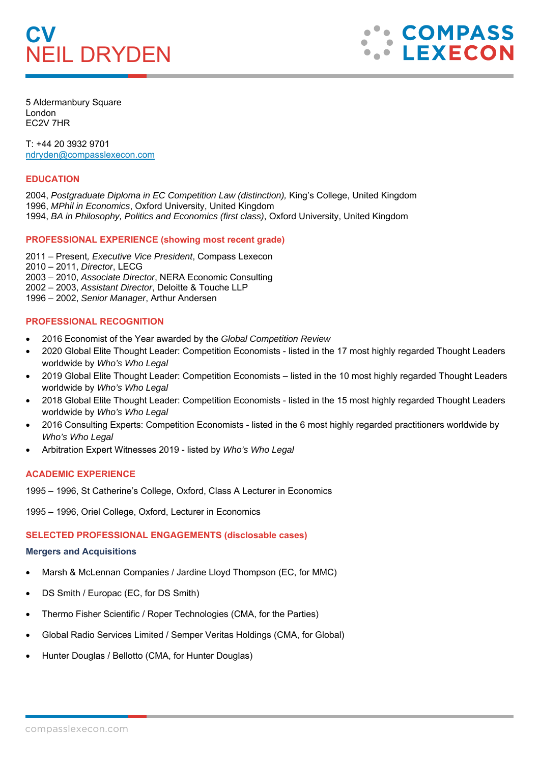# CV
# NEIL DRYDEN

COMPASS LEXECON

5 Aldermanbury Square
London
EC2V 7HR

T: +44 20 3932 9701
ndryden@compasslexecon.com

## EDUCATION

2004, *Postgraduate Diploma in EC Competition Law (distinction),* King's College, United Kingdom
1996, *MPhil in Economics*, Oxford University, United Kingdom
1994, *BA in Philosophy, Politics and Economics (first class)*, Oxford University, United Kingdom

## PROFESSIONAL EXPERIENCE (showing most recent grade)

2011 – Present*, Executive Vice President*, Compass Lexecon
2010 – 2011, *Director*, LECG
2003 – 2010, *Associate Director*, NERA Economic Consulting
2002 – 2003, *Assistant Director*, Deloitte & Touche LLP
1996 – 2002, *Senior Manager*, Arthur Andersen

## PROFESSIONAL RECOGNITION

- 2016 Economist of the Year awarded by the *Global Competition Review*
- 2020 Global Elite Thought Leader: Competition Economists - listed in the 17 most highly regarded Thought Leaders worldwide by *Who's Who Legal*
- 2019 Global Elite Thought Leader: Competition Economists – listed in the 10 most highly regarded Thought Leaders worldwide by *Who's Who Legal*
- 2018 Global Elite Thought Leader: Competition Economists - listed in the 15 most highly regarded Thought Leaders worldwide by *Who's Who Legal*
- 2016 Consulting Experts: Competition Economists - listed in the 6 most highly regarded practitioners worldwide by *Who's Who Legal*
- Arbitration Expert Witnesses 2019 - listed by *Who's Who Legal*

## ACADEMIC EXPERIENCE

1995 – 1996, St Catherine's College, Oxford, Class A Lecturer in Economics

1995 – 1996, Oriel College, Oxford, Lecturer in Economics

## SELECTED PROFESSIONAL ENGAGEMENTS (disclosable cases)

### Mergers and Acquisitions

- Marsh & McLennan Companies / Jardine Lloyd Thompson (EC, for MMC)
- DS Smith / Europac (EC, for DS Smith)
- Thermo Fisher Scientific / Roper Technologies (CMA, for the Parties)
- Global Radio Services Limited / Semper Veritas Holdings (CMA, for Global)
- Hunter Douglas / Bellotto (CMA, for Hunter Douglas)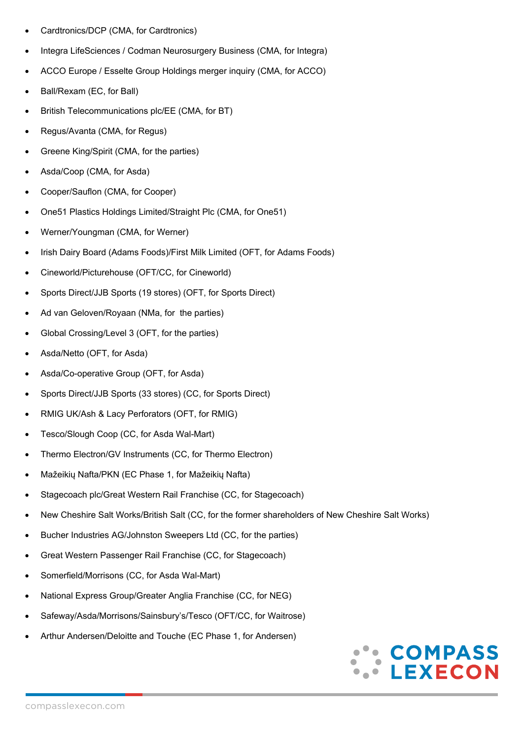- Cardtronics/DCP (CMA, for Cardtronics)
- Integra LifeSciences / Codman Neurosurgery Business (CMA, for Integra)
- ACCO Europe / Esselte Group Holdings merger inquiry (CMA, for ACCO)
- Ball/Rexam (EC, for Ball)
- British Telecommunications plc/EE (CMA, for BT)
- Regus/Avanta (CMA, for Regus)
- Greene King/Spirit (CMA, for the parties)
- Asda/Coop (CMA, for Asda)
- Cooper/Sauflon (CMA, for Cooper)
- One51 Plastics Holdings Limited/Straight Plc (CMA, for One51)
- Werner/Youngman (CMA, for Werner)
- Irish Dairy Board (Adams Foods)/First Milk Limited (OFT, for Adams Foods)
- Cineworld/Picturehouse (OFT/CC, for Cineworld)
- Sports Direct/JJB Sports (19 stores) (OFT, for Sports Direct)
- Ad van Geloven/Royaan (NMa, for the parties)
- Global Crossing/Level 3 (OFT, for the parties)
- Asda/Netto (OFT, for Asda)
- Asda/Co-operative Group (OFT, for Asda)
- Sports Direct/JJB Sports (33 stores) (CC, for Sports Direct)
- RMIG UK/Ash & Lacy Perforators (OFT, for RMIG)
- Tesco/Slough Coop (CC, for Asda Wal-Mart)
- Thermo Electron/GV Instruments (CC, for Thermo Electron)
- Mažeikių Nafta/PKN (EC Phase 1, for Mažeikių Nafta)
- Stagecoach plc/Great Western Rail Franchise (CC, for Stagecoach)
- New Cheshire Salt Works/British Salt (CC, for the former shareholders of New Cheshire Salt Works)
- Bucher Industries AG/Johnston Sweepers Ltd (CC, for the parties)
- Great Western Passenger Rail Franchise (CC, for Stagecoach)
- Somerfield/Morrisons (CC, for Asda Wal-Mart)
- National Express Group/Greater Anglia Franchise (CC, for NEG)
- Safeway/Asda/Morrisons/Sainsbury's/Tesco (OFT/CC, for Waitrose)
- Arthur Andersen/Deloitte and Touche (EC Phase 1, for Andersen)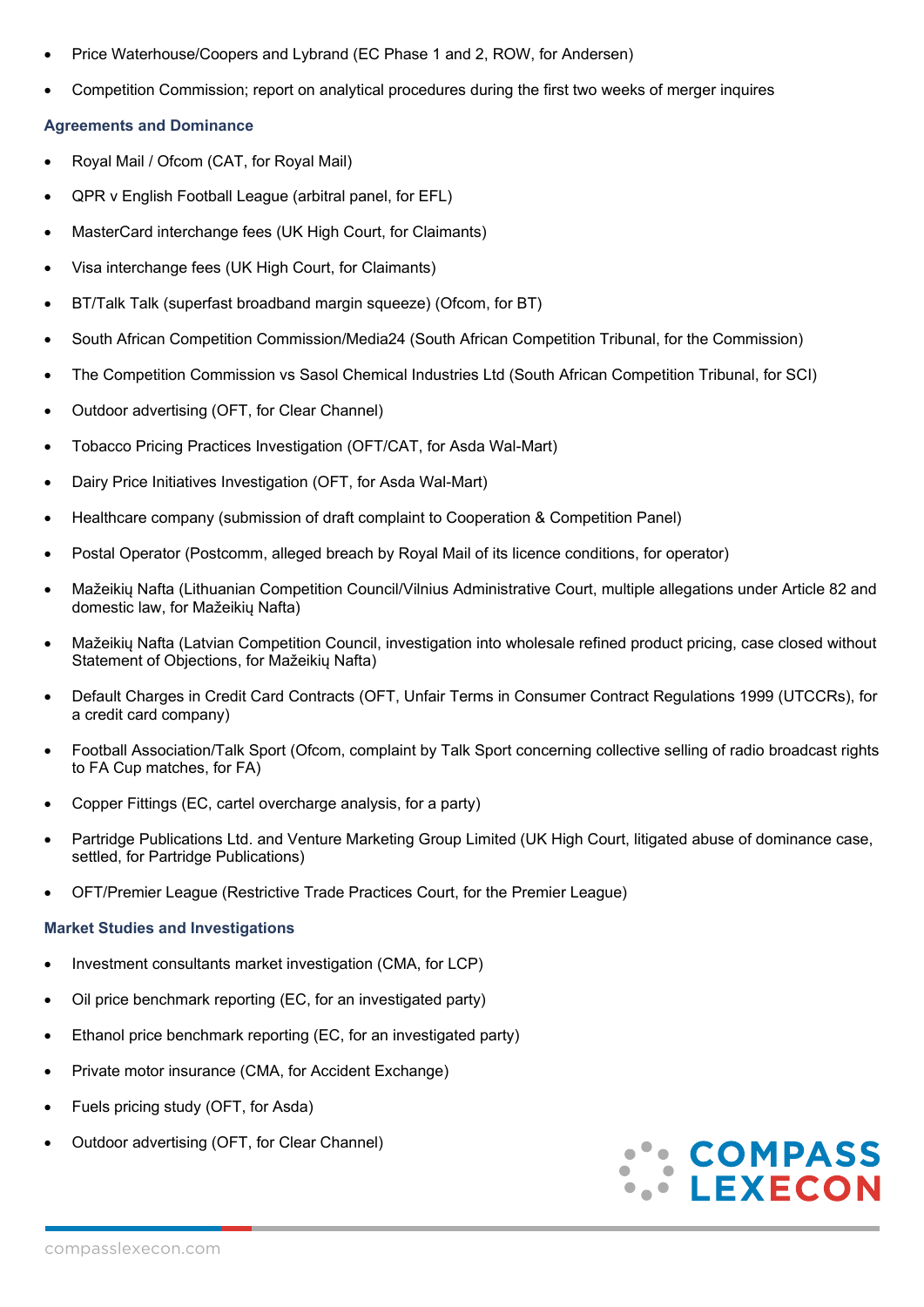- Price Waterhouse/Coopers and Lybrand (EC Phase 1 and 2, ROW, for Andersen)
- Competition Commission; report on analytical procedures during the first two weeks of merger inquires

### Agreements and Dominance

- Royal Mail / Ofcom (CAT, for Royal Mail)
- QPR v English Football League (arbitral panel, for EFL)
- MasterCard interchange fees (UK High Court, for Claimants)
- Visa interchange fees (UK High Court, for Claimants)
- BT/Talk Talk (superfast broadband margin squeeze) (Ofcom, for BT)
- South African Competition Commission/Media24 (South African Competition Tribunal, for the Commission)
- The Competition Commission vs Sasol Chemical Industries Ltd (South African Competition Tribunal, for SCI)
- Outdoor advertising (OFT, for Clear Channel)
- Tobacco Pricing Practices Investigation (OFT/CAT, for Asda Wal-Mart)
- Dairy Price Initiatives Investigation (OFT, for Asda Wal-Mart)
- Healthcare company (submission of draft complaint to Cooperation & Competition Panel)
- Postal Operator (Postcomm, alleged breach by Royal Mail of its licence conditions, for operator)
- Mažeikių Nafta (Lithuanian Competition Council/Vilnius Administrative Court, multiple allegations under Article 82 and domestic law, for Mažeikių Nafta)
- Mažeikių Nafta (Latvian Competition Council, investigation into wholesale refined product pricing, case closed without Statement of Objections, for Mažeikių Nafta)
- Default Charges in Credit Card Contracts (OFT, Unfair Terms in Consumer Contract Regulations 1999 (UTCCRs), for a credit card company)
- Football Association/Talk Sport (Ofcom, complaint by Talk Sport concerning collective selling of radio broadcast rights to FA Cup matches, for FA)
- Copper Fittings (EC, cartel overcharge analysis, for a party)
- Partridge Publications Ltd. and Venture Marketing Group Limited (UK High Court, litigated abuse of dominance case, settled, for Partridge Publications)
- OFT/Premier League (Restrictive Trade Practices Court, for the Premier League)

### Market Studies and Investigations

- Investment consultants market investigation (CMA, for LCP)
- Oil price benchmark reporting (EC, for an investigated party)
- Ethanol price benchmark reporting (EC, for an investigated party)
- Private motor insurance (CMA, for Accident Exchange)
- Fuels pricing study (OFT, for Asda)
- Outdoor advertising (OFT, for Clear Channel)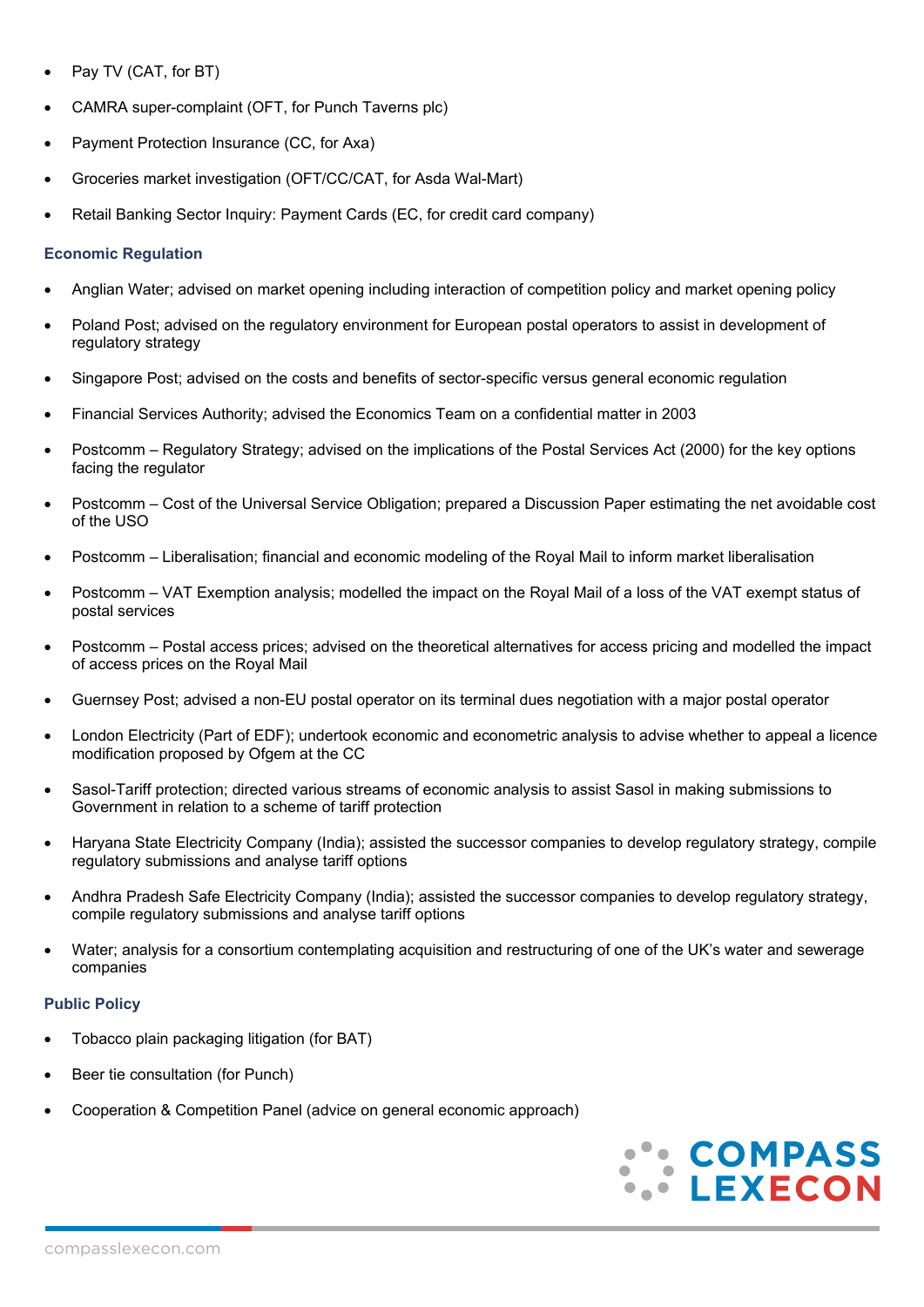- Pay TV (CAT, for BT)
- CAMRA super-complaint (OFT, for Punch Taverns plc)
- Payment Protection Insurance (CC, for Axa)
- Groceries market investigation (OFT/CC/CAT, for Asda Wal-Mart)
- Retail Banking Sector Inquiry: Payment Cards (EC, for credit card company)

### Economic Regulation

- Anglian Water; advised on market opening including interaction of competition policy and market opening policy
- Poland Post; advised on the regulatory environment for European postal operators to assist in development of regulatory strategy
- Singapore Post; advised on the costs and benefits of sector-specific versus general economic regulation
- Financial Services Authority; advised the Economics Team on a confidential matter in 2003
- Postcomm – Regulatory Strategy; advised on the implications of the Postal Services Act (2000) for the key options facing the regulator
- Postcomm – Cost of the Universal Service Obligation; prepared a Discussion Paper estimating the net avoidable cost of the USO
- Postcomm – Liberalisation; financial and economic modeling of the Royal Mail to inform market liberalisation
- Postcomm – VAT Exemption analysis; modelled the impact on the Royal Mail of a loss of the VAT exempt status of postal services
- Postcomm – Postal access prices; advised on the theoretical alternatives for access pricing and modelled the impact of access prices on the Royal Mail
- Guernsey Post; advised a non-EU postal operator on its terminal dues negotiation with a major postal operator
- London Electricity (Part of EDF); undertook economic and econometric analysis to advise whether to appeal a licence modification proposed by Ofgem at the CC
- Sasol-Tariff protection; directed various streams of economic analysis to assist Sasol in making submissions to Government in relation to a scheme of tariff protection
- Haryana State Electricity Company (India); assisted the successor companies to develop regulatory strategy, compile regulatory submissions and analyse tariff options
- Andhra Pradesh Safe Electricity Company (India); assisted the successor companies to develop regulatory strategy, compile regulatory submissions and analyse tariff options
- Water; analysis for a consortium contemplating acquisition and restructuring of one of the UK's water and sewerage companies

### Public Policy

- Tobacco plain packaging litigation (for BAT)
- Beer tie consultation (for Punch)
- Cooperation & Competition Panel (advice on general economic approach)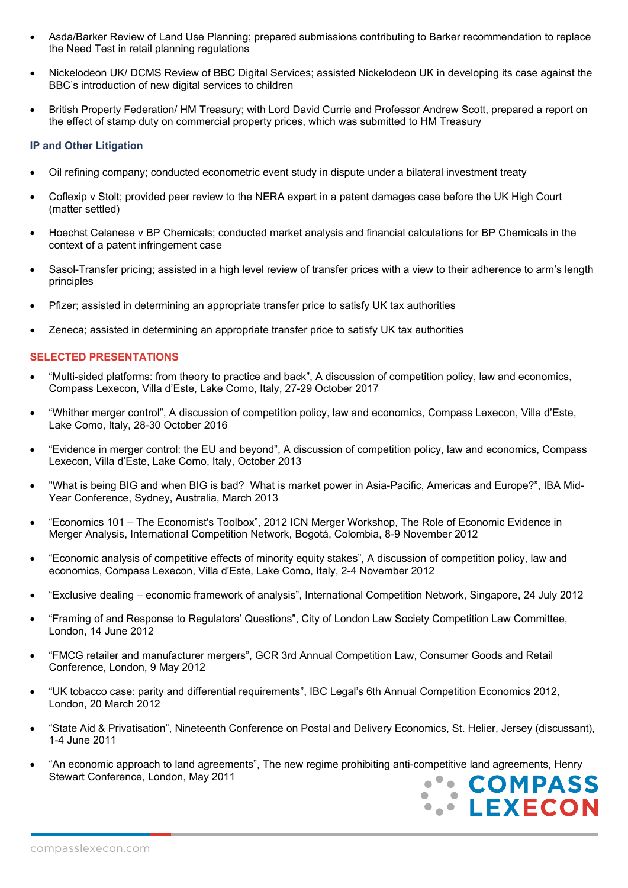- Asda/Barker Review of Land Use Planning; prepared submissions contributing to Barker recommendation to replace the Need Test in retail planning regulations

- Nickelodeon UK/ DCMS Review of BBC Digital Services; assisted Nickelodeon UK in developing its case against the BBC's introduction of new digital services to children

- British Property Federation/ HM Treasury; with Lord David Currie and Professor Andrew Scott, prepared a report on the effect of stamp duty on commercial property prices, which was submitted to HM Treasury

### IP and Other Litigation

- Oil refining company; conducted econometric event study in dispute under a bilateral investment treaty

- Coflexip v Stolt; provided peer review to the NERA expert in a patent damages case before the UK High Court (matter settled)

- Hoechst Celanese v BP Chemicals; conducted market analysis and financial calculations for BP Chemicals in the context of a patent infringement case

- Sasol-Transfer pricing; assisted in a high level review of transfer prices with a view to their adherence to arm's length principles

- Pfizer; assisted in determining an appropriate transfer price to satisfy UK tax authorities

- Zeneca; assisted in determining an appropriate transfer price to satisfy UK tax authorities

## SELECTED PRESENTATIONS

- "Multi-sided platforms: from theory to practice and back", A discussion of competition policy, law and economics, Compass Lexecon, Villa d'Este, Lake Como, Italy, 27-29 October 2017

- "Whither merger control", A discussion of competition policy, law and economics, Compass Lexecon, Villa d'Este, Lake Como, Italy, 28-30 October 2016

- "Evidence in merger control: the EU and beyond", A discussion of competition policy, law and economics, Compass Lexecon, Villa d'Este, Lake Como, Italy, October 2013

- "What is being BIG and when BIG is bad? What is market power in Asia-Pacific, Americas and Europe?", IBA Mid-Year Conference, Sydney, Australia, March 2013

- "Economics 101 – The Economist's Toolbox", 2012 ICN Merger Workshop, The Role of Economic Evidence in Merger Analysis, International Competition Network, Bogotá, Colombia, 8-9 November 2012

- "Economic analysis of competitive effects of minority equity stakes", A discussion of competition policy, law and economics, Compass Lexecon, Villa d'Este, Lake Como, Italy, 2-4 November 2012

- "Exclusive dealing – economic framework of analysis", International Competition Network, Singapore, 24 July 2012

- "Framing of and Response to Regulators' Questions", City of London Law Society Competition Law Committee, London, 14 June 2012

- "FMCG retailer and manufacturer mergers", GCR 3rd Annual Competition Law, Consumer Goods and Retail Conference, London, 9 May 2012

- "UK tobacco case: parity and differential requirements", IBC Legal's 6th Annual Competition Economics 2012, London, 20 March 2012

- "State Aid & Privatisation", Nineteenth Conference on Postal and Delivery Economics, St. Helier, Jersey (discussant), 1-4 June 2011

- "An economic approach to land agreements", The new regime prohibiting anti-competitive land agreements, Henry Stewart Conference, London, May 2011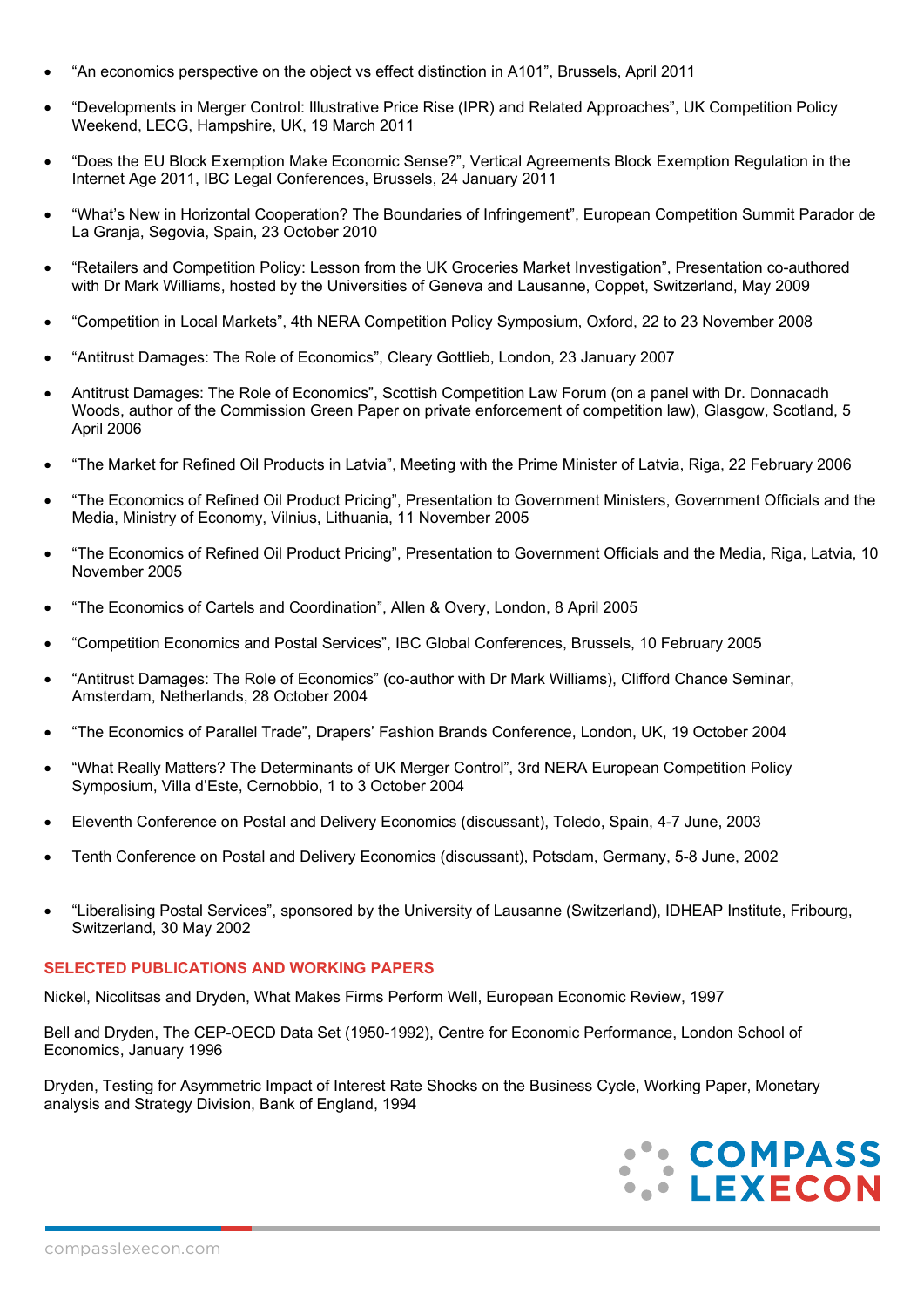- "An economics perspective on the object vs effect distinction in A101", Brussels, April 2011
- "Developments in Merger Control: Illustrative Price Rise (IPR) and Related Approaches", UK Competition Policy Weekend, LECG, Hampshire, UK, 19 March 2011
- "Does the EU Block Exemption Make Economic Sense?", Vertical Agreements Block Exemption Regulation in the Internet Age 2011, IBC Legal Conferences, Brussels, 24 January 2011
- "What's New in Horizontal Cooperation? The Boundaries of Infringement", European Competition Summit Parador de La Granja, Segovia, Spain, 23 October 2010
- "Retailers and Competition Policy: Lesson from the UK Groceries Market Investigation", Presentation co-authored with Dr Mark Williams, hosted by the Universities of Geneva and Lausanne, Coppet, Switzerland, May 2009
- "Competition in Local Markets", 4th NERA Competition Policy Symposium, Oxford, 22 to 23 November 2008
- "Antitrust Damages: The Role of Economics", Cleary Gottlieb, London, 23 January 2007
- Antitrust Damages: The Role of Economics", Scottish Competition Law Forum (on a panel with Dr. Donnacadh Woods, author of the Commission Green Paper on private enforcement of competition law), Glasgow, Scotland, 5 April 2006
- "The Market for Refined Oil Products in Latvia", Meeting with the Prime Minister of Latvia, Riga, 22 February 2006
- "The Economics of Refined Oil Product Pricing", Presentation to Government Ministers, Government Officials and the Media, Ministry of Economy, Vilnius, Lithuania, 11 November 2005
- "The Economics of Refined Oil Product Pricing", Presentation to Government Officials and the Media, Riga, Latvia, 10 November 2005
- "The Economics of Cartels and Coordination", Allen & Overy, London, 8 April 2005
- "Competition Economics and Postal Services", IBC Global Conferences, Brussels, 10 February 2005
- "Antitrust Damages: The Role of Economics" (co-author with Dr Mark Williams), Clifford Chance Seminar, Amsterdam, Netherlands, 28 October 2004
- "The Economics of Parallel Trade", Drapers' Fashion Brands Conference, London, UK, 19 October 2004
- "What Really Matters? The Determinants of UK Merger Control", 3rd NERA European Competition Policy Symposium, Villa d'Este, Cernobbio, 1 to 3 October 2004
- Eleventh Conference on Postal and Delivery Economics (discussant), Toledo, Spain, 4-7 June, 2003
- Tenth Conference on Postal and Delivery Economics (discussant), Potsdam, Germany, 5-8 June, 2002
- "Liberalising Postal Services", sponsored by the University of Lausanne (Switzerland), IDHEAP Institute, Fribourg, Switzerland, 30 May 2002

## SELECTED PUBLICATIONS AND WORKING PAPERS

Nickel, Nicolitsas and Dryden, What Makes Firms Perform Well, European Economic Review, 1997

Bell and Dryden, The CEP-OECD Data Set (1950-1992), Centre for Economic Performance, London School of Economics, January 1996

Dryden, Testing for Asymmetric Impact of Interest Rate Shocks on the Business Cycle, Working Paper, Monetary analysis and Strategy Division, Bank of England, 1994